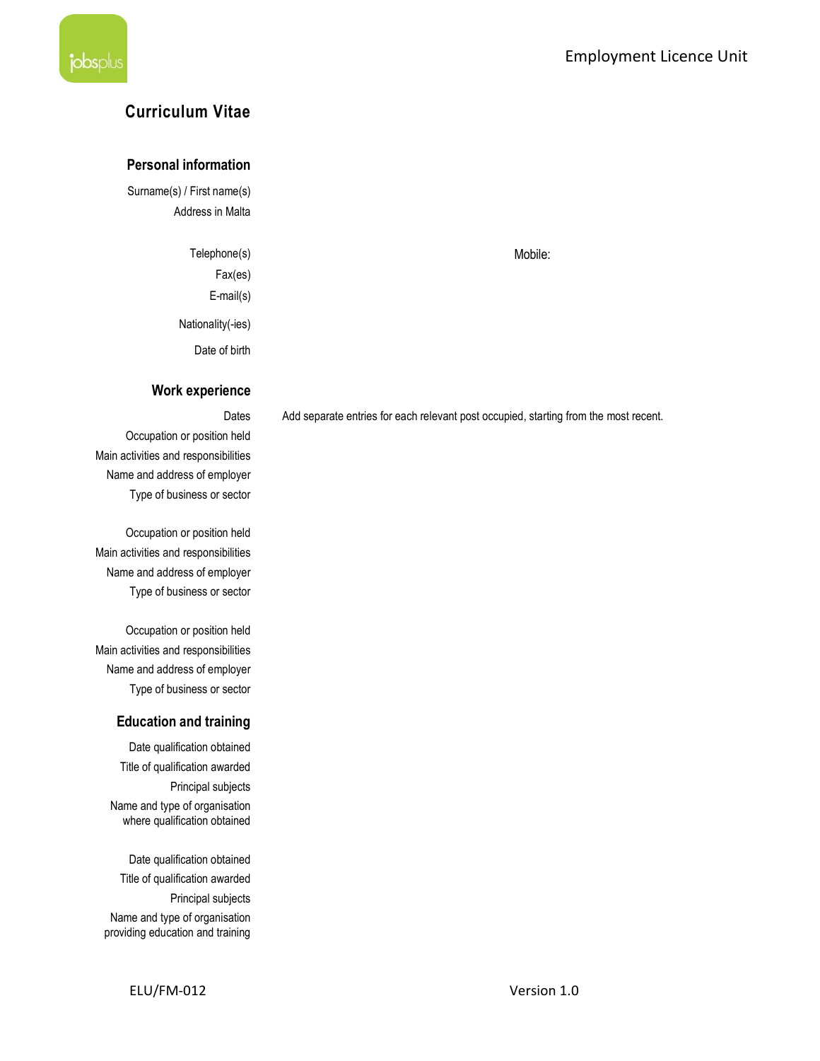Employment Licence Unit

# Curriculum Vitae

## Personal information

Surname(s) / First name(s)

Address in Malta

Telephone(s) Mobile:

Fax(es)

E-mail(s)

Nationality(-ies)

Date of birth

## Work experience

Dates — Add separate entries for each relevant post occupied, starting from the most recent.

Occupation or position held

Main activities and responsibilities

Name and address of employer

Type of business or sector

Occupation or position held

Main activities and responsibilities

Name and address of employer

Type of business or sector

Occupation or position held

Main activities and responsibilities

Name and address of employer

Type of business or sector

## Education and training

Date qualification obtained

Title of qualification awarded

Principal subjects

Name and type of organisation where qualification obtained

Date qualification obtained

Title of qualification awarded

Principal subjects

Name and type of organisation providing education and training

ELU/FM-012 Version 1.0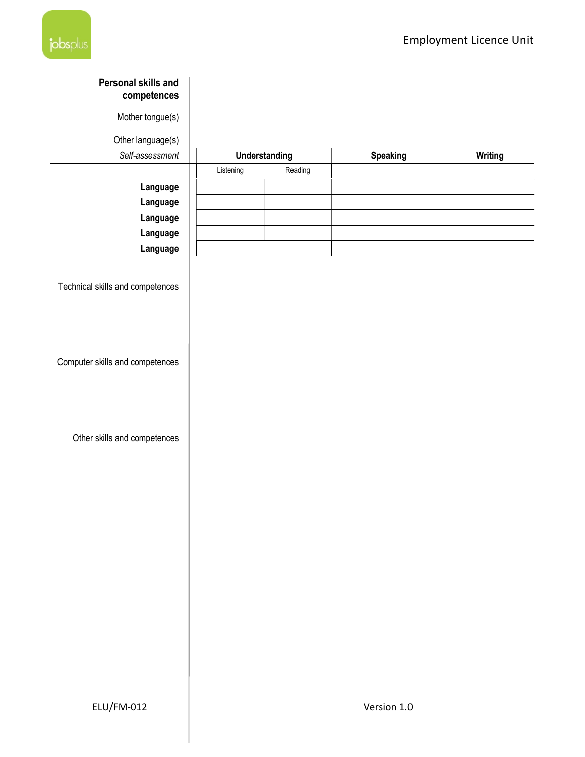**Personal skills and competences**

Mother tongue(s)

Other language(s)

*Self-assessment*

| | Understanding | | Speaking | Writing |
|---|---|---|---|---|
| | Listening | Reading | | |
| **Language** | | | | |
| **Language** | | | | |
| **Language** | | | | |
| **Language** | | | | |
| **Language** | | | | |

Technical skills and competences

Computer skills and competences

Other skills and competences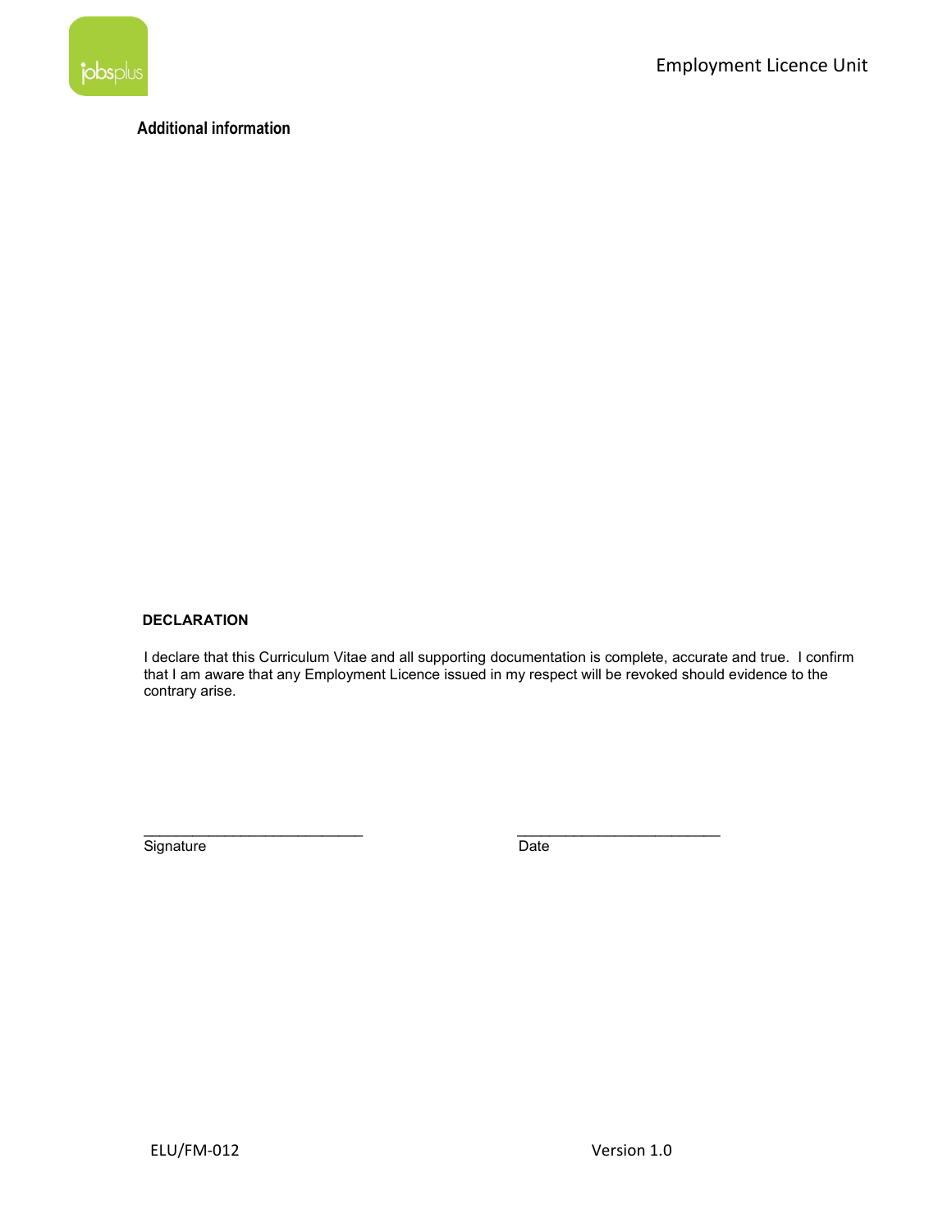### Additional information

**DECLARATION**

I declare that this Curriculum Vitae and all supporting documentation is complete, accurate and true. I confirm that I am aware that any Employment Licence issued in my respect will be revoked should evidence to the contrary arise.

___________________________ &nbsp;&nbsp;&nbsp;&nbsp;&nbsp;&nbsp;&nbsp;&nbsp;&nbsp;&nbsp; _________________________

Signature &nbsp;&nbsp;&nbsp;&nbsp;&nbsp;&nbsp;&nbsp;&nbsp;&nbsp;&nbsp;&nbsp;&nbsp;&nbsp;&nbsp;&nbsp;&nbsp;&nbsp;&nbsp;&nbsp;&nbsp;&nbsp;&nbsp;&nbsp;&nbsp;&nbsp;&nbsp;&nbsp;&nbsp;&nbsp;&nbsp;&nbsp;&nbsp;&nbsp;&nbsp;&nbsp;&nbsp;&nbsp;&nbsp;&nbsp;&nbsp; Date